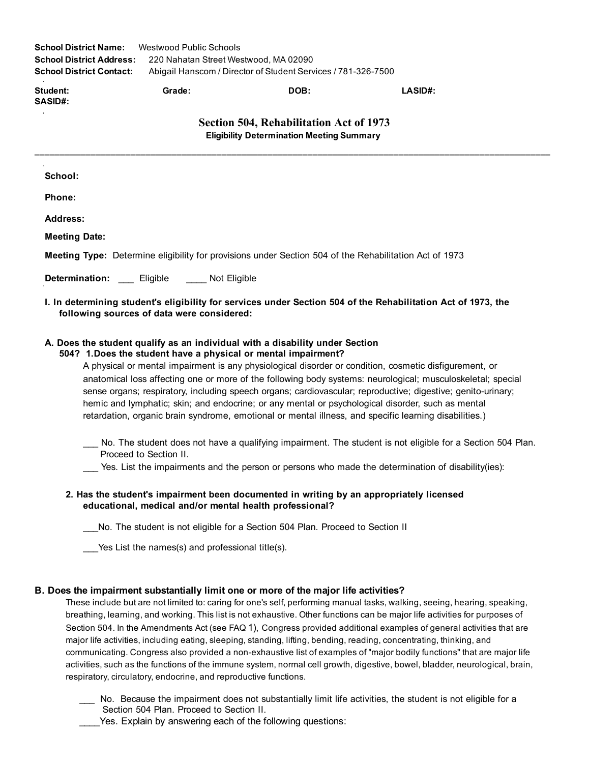**School District Name:** Westwood Public Schools
**School District Address:** 220 Nahatan Street Westwood, MA 02090
**School District Contact:** Abigail Hanscom / Director of Student Services / 781-326-7500

**Student:** **Grade:** **DOB:** **LASID#:**
**SASID#:**

# Section 504, Rehabilitation Act of 1973

### Eligibility Determination Meeting Summary

---

**School:**

**Phone:**

**Address:**

**Meeting Date:**

**Meeting Type:** Determine eligibility for provisions under Section 504 of the Rehabilitation Act of 1973

**Determination:** ___ Eligible ____ Not Eligible

**I. In determining student's eligibility for services under Section 504 of the Rehabilitation Act of 1973, the following sources of data were considered:**

**A. Does the student qualify as an individual with a disability under Section 504? 1.Does the student have a physical or mental impairment?**

A physical or mental impairment is any physiological disorder or condition, cosmetic disfigurement, or anatomical loss affecting one or more of the following body systems: neurological; musculoskeletal; special sense organs; respiratory, including speech organs; cardiovascular; reproductive; digestive; genito-urinary; hemic and lymphatic; skin; and endocrine; or any mental or psychological disorder, such as mental retardation, organic brain syndrome, emotional or mental illness, and specific learning disabilities.)

___ No. The student does not have a qualifying impairment. The student is not eligible for a Section 504 Plan. Proceed to Section II.

___ Yes. List the impairments and the person or persons who made the determination of disability(ies):

**2. Has the student's impairment been documented in writing by an appropriately licensed educational, medical and/or mental health professional?**

___No. The student is not eligible for a Section 504 Plan. Proceed to Section II

___Yes List the names(s) and professional title(s).

**B. Does the impairment substantially limit one or more of the major life activities?**

These include but are not limited to: caring for one's self, performing manual tasks, walking, seeing, hearing, speaking, breathing, learning, and working. This list is not exhaustive. Other functions can be major life activities for purposes of Section 504. In the Amendments Act (see FAQ 1), Congress provided additional examples of general activities that are major life activities, including eating, sleeping, standing, lifting, bending, reading, concentrating, thinking, and communicating. Congress also provided a non-exhaustive list of examples of "major bodily functions" that are major life activities, such as the functions of the immune system, normal cell growth, digestive, bowel, bladder, neurological, brain, respiratory, circulatory, endocrine, and reproductive functions.

___ No. Because the impairment does not substantially limit life activities, the student is not eligible for a Section 504 Plan. Proceed to Section II.

____Yes. Explain by answering each of the following questions: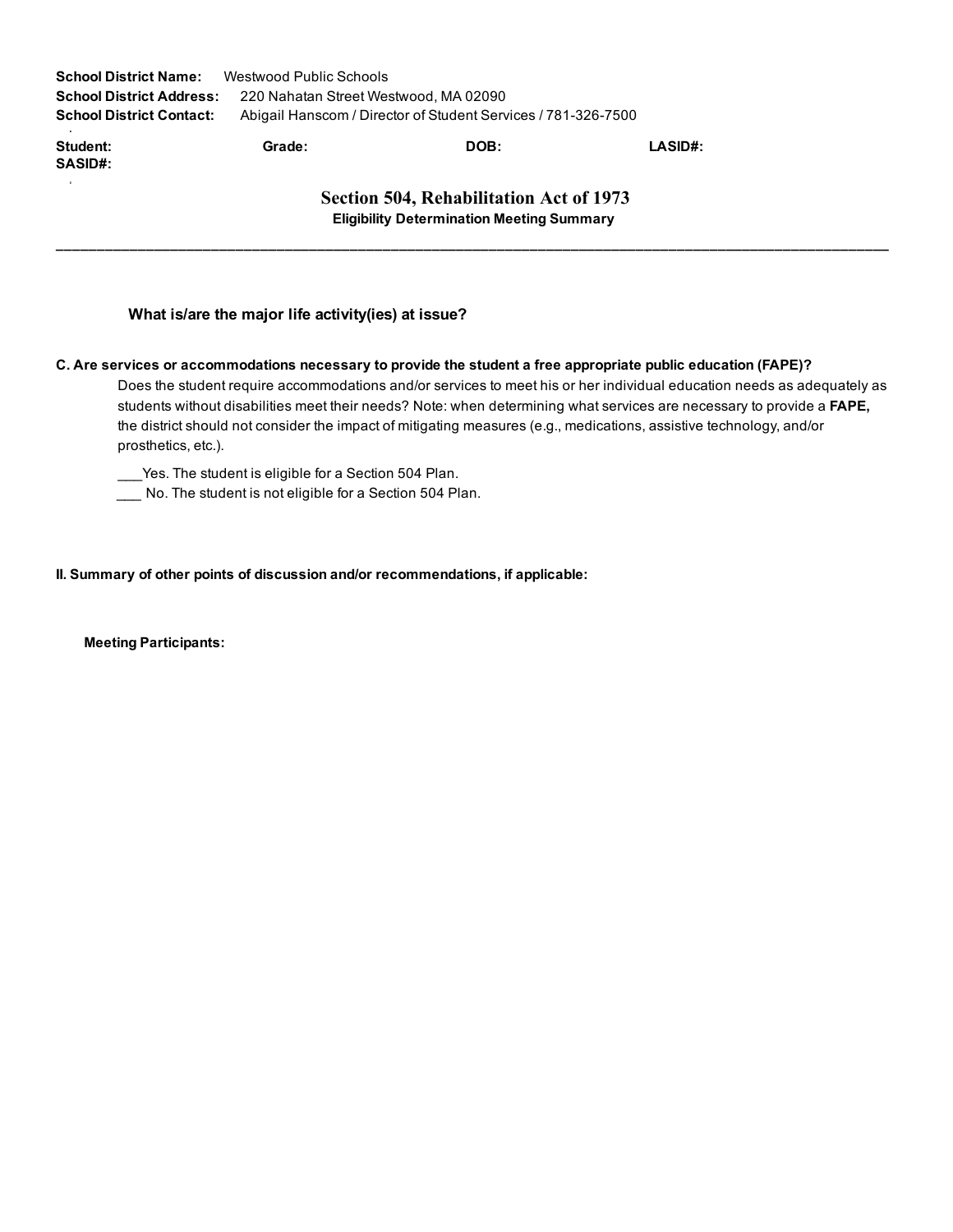**School District Name:** Westwood Public Schools
**School District Address:** 220 Nahatan Street Westwood, MA 02090
**School District Contact:** Abigail Hanscom / Director of Student Services / 781-326-7500

**Student:** **Grade:** **DOB:** **LASID#:**
**SASID#:**

# Section 504, Rehabilitation Act of 1973

### Eligibility Determination Meeting Summary

---

**What is/are the major life activity(ies) at issue?**

**C. Are services or accommodations necessary to provide the student a free appropriate public education (FAPE)?**

Does the student require accommodations and/or services to meet his or her individual education needs as adequately as students without disabilities meet their needs? Note: when determining what services are necessary to provide a **FAPE,** the district should not consider the impact of mitigating measures (e.g., medications, assistive technology, and/or prosthetics, etc.).

___Yes. The student is eligible for a Section 504 Plan.

___ No. The student is not eligible for a Section 504 Plan.

**II. Summary of other points of discussion and/or recommendations, if applicable:**

**Meeting Participants:**